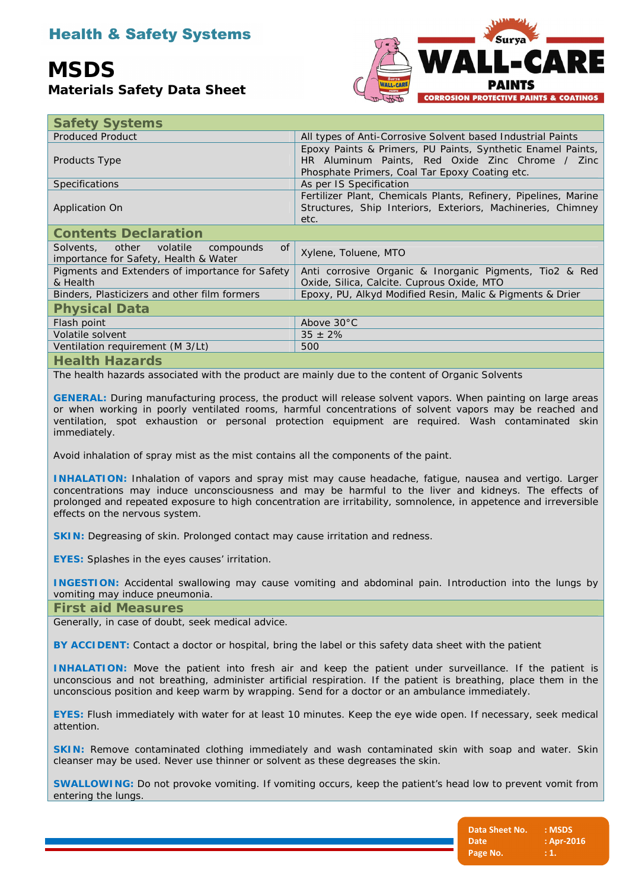# Health & Safety Systems

# MSDS

## Materials Safety Data Sheet

Surya WALL-CARE PAINTS
CORROSION PROTECTIVE PAINTS & COATINGS

## Safety Systems

| | |
|---|---|
| Produced Product | All types of Anti-Corrosive Solvent based Industrial Paints |
| Products Type | Epoxy Paints & Primers, PU Paints, Synthetic Enamel Paints, HR Aluminum Paints, Red Oxide Zinc Chrome / Zinc Phosphate Primers, Coal Tar Epoxy Coating etc. |
| Specifications | As per IS Specification |
| Application On | Fertilizer Plant, Chemicals Plants, Refinery, Pipelines, Marine Structures, Ship Interiors, Exteriors, Machineries, Chimney etc. |

## Contents Declaration

| | |
|---|---|
| Solvents, other volatile compounds of importance for Safety, Health & Water | Xylene, Toluene, MTO |
| Pigments and Extenders of importance for Safety & Health | Anti corrosive Organic & Inorganic Pigments, Tio2 & Red Oxide, Silica, Calcite. Cuprous Oxide, MTO |
| Binders, Plasticizers and other film formers | Epoxy, PU, Alkyd Modified Resin, Malic & Pigments & Drier |

## Physical Data

| | |
|---|---|
| Flash point | Above 30°C |
| Volatile solvent | 35 ± 2% |
| Ventilation requirement (M 3/Lt) | 500 |

## Health Hazards

The health hazards associated with the product are mainly due to the content of Organic Solvents

**GENERAL:** During manufacturing process, the product will release solvent vapors. When painting on large areas or when working in poorly ventilated rooms, harmful concentrations of solvent vapors may be reached and ventilation, spot exhaustion or personal protection equipment are required. Wash contaminated skin immediately.

Avoid inhalation of spray mist as the mist contains all the components of the paint.

**INHALATION:** Inhalation of vapors and spray mist may cause headache, fatigue, nausea and vertigo. Larger concentrations may induce unconsciousness and may be harmful to the liver and kidneys. The effects of prolonged and repeated exposure to high concentration are irritability, somnolence, in appetence and irreversible effects on the nervous system.

**SKIN:** Degreasing of skin. Prolonged contact may cause irritation and redness.

**EYES:** Splashes in the eyes causes' irritation.

**INGESTION:** Accidental swallowing may cause vomiting and abdominal pain. Introduction into the lungs by vomiting may induce pneumonia.

## First aid Measures

Generally, in case of doubt, seek medical advice.

**BY ACCIDENT:** Contact a doctor or hospital, bring the label or this safety data sheet with the patient

**INHALATION:** Move the patient into fresh air and keep the patient under surveillance. If the patient is unconscious and not breathing, administer artificial respiration. If the patient is breathing, place them in the unconscious position and keep warm by wrapping. Send for a doctor or an ambulance immediately.

**EYES:** Flush immediately with water for at least 10 minutes. Keep the eye wide open. If necessary, seek medical attention.

**SKIN:** Remove contaminated clothing immediately and wash contaminated skin with soap and water. Skin cleanser may be used. Never use thinner or solvent as these degreases the skin.

**SWALLOWING:** Do not provoke vomiting. If vomiting occurs, keep the patient's head low to prevent vomit from entering the lungs.

Data Sheet No. : MSDS
Date : Apr-2016
Page No. : 1.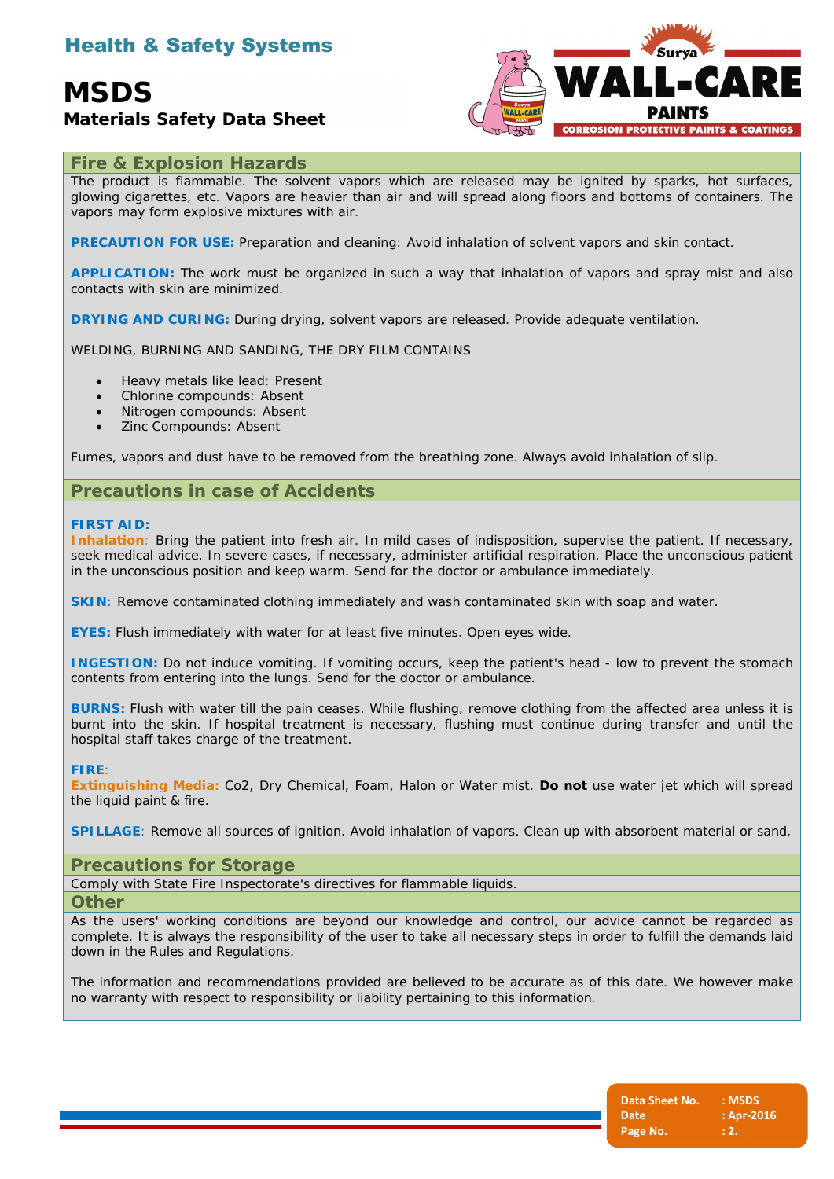## Fire & Explosion Hazards

The product is flammable. The solvent vapors which are released may be ignited by sparks, hot surfaces, glowing cigarettes, etc. Vapors are heavier than air and will spread along floors and bottoms of containers. The vapors may form explosive mixtures with air.

**PRECAUTION FOR USE:** Preparation and cleaning: Avoid inhalation of solvent vapors and skin contact.

**APPLICATION:** The work must be organized in such a way that inhalation of vapors and spray mist and also contacts with skin are minimized.

**DRYING AND CURING:** During drying, solvent vapors are released. Provide adequate ventilation.

WELDING, BURNING AND SANDING, THE DRY FILM CONTAINS

- Heavy metals like lead: Present
- Chlorine compounds: Absent
- Nitrogen compounds: Absent
- Zinc Compounds: Absent

Fumes, vapors and dust have to be removed from the breathing zone. Always avoid inhalation of slip.

## Precautions in case of Accidents

**FIRST AID:**

**Inhalation**: Bring the patient into fresh air. In mild cases of indisposition, supervise the patient. If necessary, seek medical advice. In severe cases, if necessary, administer artificial respiration. Place the unconscious patient in the unconscious position and keep warm. Send for the doctor or ambulance immediately.

**SKIN**: Remove contaminated clothing immediately and wash contaminated skin with soap and water.

**EYES:** Flush immediately with water for at least five minutes. Open eyes wide.

**INGESTION:** Do not induce vomiting. If vomiting occurs, keep the patient's head - low to prevent the stomach contents from entering into the lungs. Send for the doctor or ambulance.

**BURNS:** Flush with water till the pain ceases. While flushing, remove clothing from the affected area unless it is burnt into the skin. If hospital treatment is necessary, flushing must continue during transfer and until the hospital staff takes charge of the treatment.

**FIRE**:

**Extinguishing Media:** Co2, Dry Chemical, Foam, Halon or Water mist. **Do not** use water jet which will spread the liquid paint & fire.

**SPILLAGE**: Remove all sources of ignition. Avoid inhalation of vapors. Clean up with absorbent material or sand.

## Precautions for Storage

Comply with State Fire Inspectorate's directives for flammable liquids.

## Other

As the users' working conditions are beyond our knowledge and control, our advice cannot be regarded as complete. It is always the responsibility of the user to take all necessary steps in order to fulfill the demands laid down in the Rules and Regulations.

The information and recommendations provided are believed to be accurate as of this date. We however make no warranty with respect to responsibility or liability pertaining to this information.